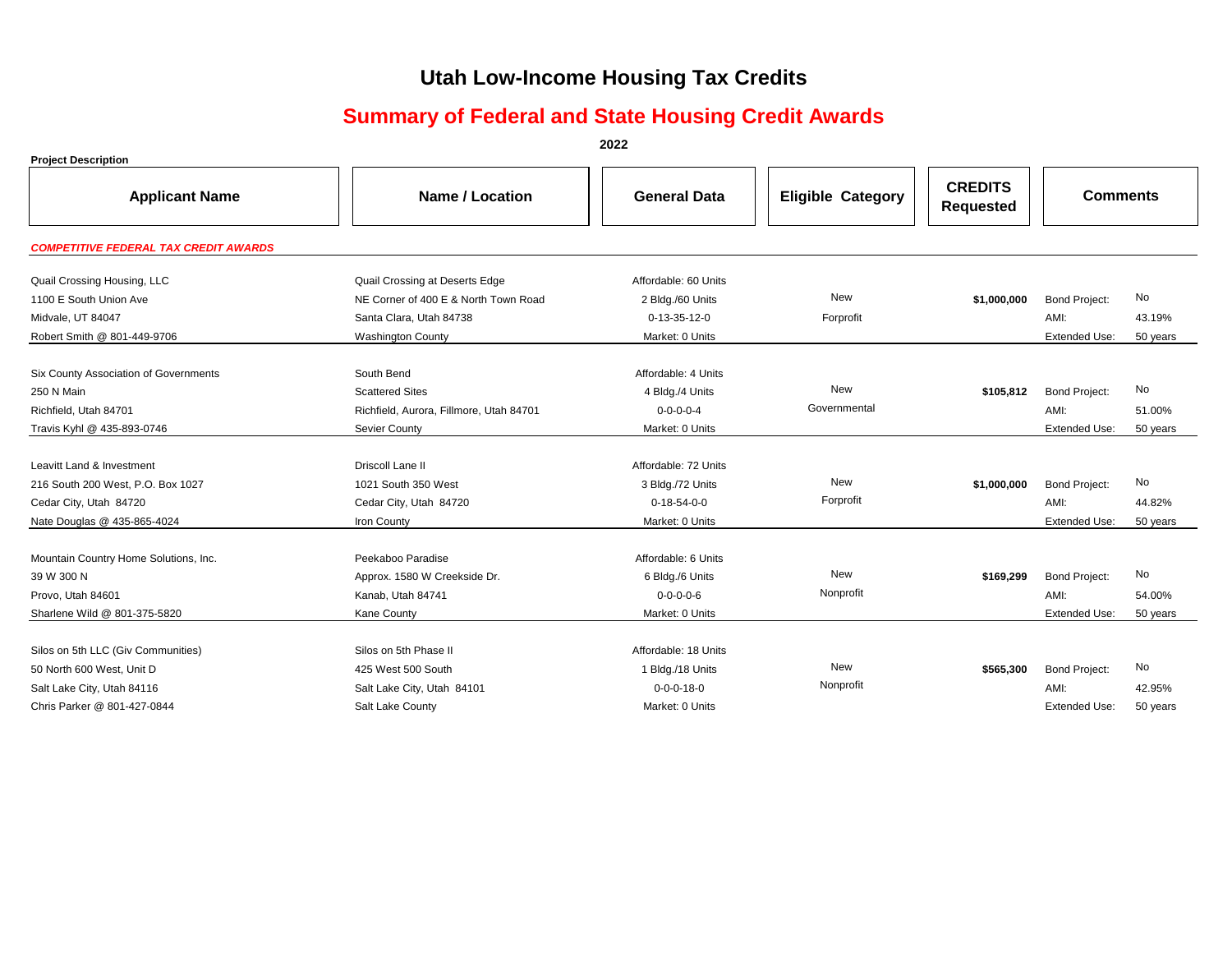# Utah Low-Income Housing Tax Credits

## Summary of Federal and State Housing Credit Awards

**2022**

**Project Description**

| Applicant Name | Name / Location | General Data | Eligible Category | CREDITS Requested | Comments | |
|---|---|---|---|---|---|---|
| ***COMPETITIVE FEDERAL TAX CREDIT AWARDS*** | | | | | | |
| Quail Crossing Housing, LLC | Quail Crossing at Deserts Edge | Affordable: 60 Units | | | | |
| 1100 E South Union Ave | NE Corner of 400 E & North Town Road | 2 Bldg./60 Units | New | **$1,000,000** | Bond Project: | No |
| Midvale, UT 84047 | Santa Clara, Utah 84738 | 0-13-35-12-0 | Forprofit | | AMI: | 43.19% |
| Robert Smith @ 801-449-9706 | Washington County | Market: 0 Units | | | Extended Use: | 50 years |
| Six County Association of Governments | South Bend | Affordable: 4 Units | | | | |
| 250 N Main | Scattered Sites | 4 Bldg./4 Units | New | **$105,812** | Bond Project: | No |
| Richfield, Utah 84701 | Richfield, Aurora, Fillmore, Utah 84701 | 0-0-0-0-4 | Governmental | | AMI: | 51.00% |
| Travis Kyhl @ 435-893-0746 | Sevier County | Market: 0 Units | | | Extended Use: | 50 years |
| Leavitt Land & Investment | Driscoll Lane II | Affordable: 72 Units | | | | |
| 216 South 200 West, P.O. Box 1027 | 1021 South 350 West | 3 Bldg./72 Units | New | **$1,000,000** | Bond Project: | No |
| Cedar City, Utah 84720 | Cedar City, Utah 84720 | 0-18-54-0-0 | Forprofit | | AMI: | 44.82% |
| Nate Douglas @ 435-865-4024 | Iron County | Market: 0 Units | | | Extended Use: | 50 years |
| Mountain Country Home Solutions, Inc. | Peekaboo Paradise | Affordable: 6 Units | | | | |
| 39 W 300 N | Approx. 1580 W Creekside Dr. | 6 Bldg./6 Units | New | **$169,299** | Bond Project: | No |
| Provo, Utah 84601 | Kanab, Utah 84741 | 0-0-0-0-6 | Nonprofit | | AMI: | 54.00% |
| Sharlene Wild @ 801-375-5820 | Kane County | Market: 0 Units | | | Extended Use: | 50 years |
| Silos on 5th LLC (Giv Communities) | Silos on 5th Phase II | Affordable: 18 Units | | | | |
| 50 North 600 West, Unit D | 425 West 500 South | 1 Bldg./18 Units | New | **$565,300** | Bond Project: | No |
| Salt Lake City, Utah 84116 | Salt Lake City, Utah 84101 | 0-0-0-18-0 | Nonprofit | | AMI: | 42.95% |
| Chris Parker @ 801-427-0844 | Salt Lake County | Market: 0 Units | | | Extended Use: | 50 years |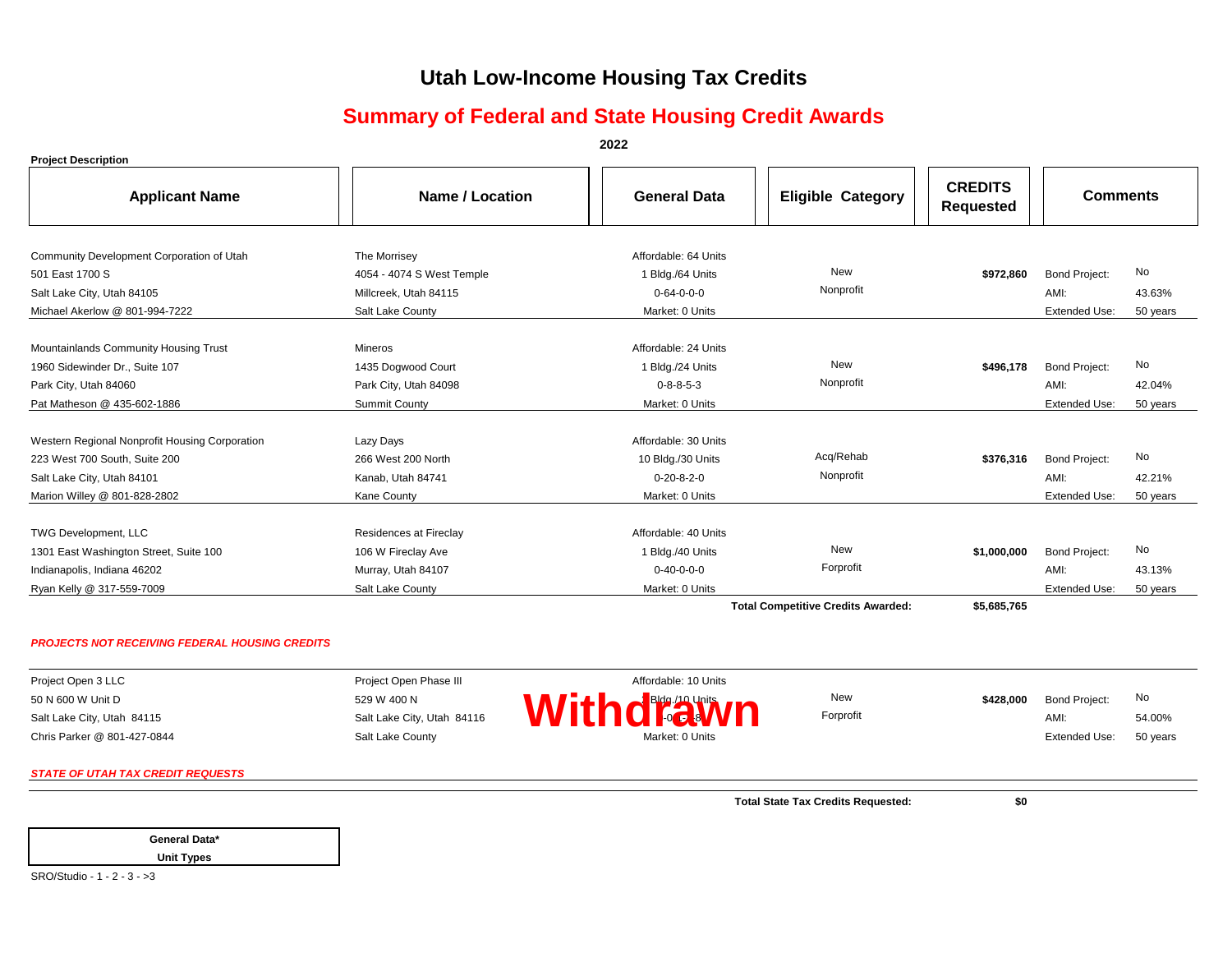# Utah Low-Income Housing Tax Credits

## Summary of Federal and State Housing Credit Awards

**2022**

**Project Description**

| Applicant Name | Name / Location | General Data | Eligible Category | CREDITS Requested | Comments | |
|---|---|---|---|---|---|---|
| Community Development Corporation of Utah | The Morrisey | Affordable: 64 Units | | | | |
| 501 East 1700 S | 4054 - 4074 S West Temple | 1 Bldg./64 Units | New | $972,860 | Bond Project: | No |
| Salt Lake City, Utah 84105 | Millcreek, Utah 84115 | 0-64-0-0-0 | Nonprofit | | AMI: | 43.63% |
| Michael Akerlow @ 801-994-7222 | Salt Lake County | Market: 0 Units | | | Extended Use: | 50 years |
| Mountainlands Community Housing Trust | Mineros | Affordable: 24 Units | | | | |
| 1960 Sidewinder Dr., Suite 107 | 1435 Dogwood Court | 1 Bldg./24 Units | New | $496,178 | Bond Project: | No |
| Park City, Utah 84060 | Park City, Utah 84098 | 0-8-8-5-3 | Nonprofit | | AMI: | 42.04% |
| Pat Matheson @ 435-602-1886 | Summit County | Market: 0 Units | | | Extended Use: | 50 years |
| Western Regional Nonprofit Housing Corporation | Lazy Days | Affordable: 30 Units | | | | |
| 223 West 700 South, Suite 200 | 266 West 200 North | 10 Bldg./30 Units | Acq/Rehab | $376,316 | Bond Project: | No |
| Salt Lake City, Utah 84101 | Kanab, Utah 84741 | 0-20-8-2-0 | Nonprofit | | AMI: | 42.21% |
| Marion Willey @ 801-828-2802 | Kane County | Market: 0 Units | | | Extended Use: | 50 years |
| TWG Development, LLC | Residences at Fireclay | Affordable: 40 Units | | | | |
| 1301 East Washington Street, Suite 100 | 106 W Fireclay Ave | 1 Bldg./40 Units | New | $1,000,000 | Bond Project: | No |
| Indianapolis, Indiana 46202 | Murray, Utah 84107 | 0-40-0-0-0 | Forprofit | | AMI: | 43.13% |
| Ryan Kelly @ 317-559-7009 | Salt Lake County | Market: 0 Units | | | Extended Use: | 50 years |
| | | | **Total Competitive Credits Awarded:** | **$5,685,765** | | |

***PROJECTS NOT RECEIVING FEDERAL HOUSING CREDITS***

| | | | | | | |
|---|---|---|---|---|---|---|
| Project Open 3 LLC | Project Open Phase III | Affordable: 10 Units | | | | |
| 50 N 600 W Unit D | 529 W 400 N | 1 Bldg./10 Units | New | $428,000 | Bond Project: | No |
| Salt Lake City, Utah 84115 | Salt Lake City, Utah 84116 | -0-...-8 | Forprofit | | AMI: | 54.00% |
| Chris Parker @ 801-427-0844 | Salt Lake County | Market: 0 Units | | | Extended Use: | 50 years |

**Withdrawn**

***STATE OF UTAH TAX CREDIT REQUESTS***

**Total State Tax Credits Requested:** **$0**

**General Data***
**Unit Types**

SRO/Studio - 1 - 2 - 3 - >3